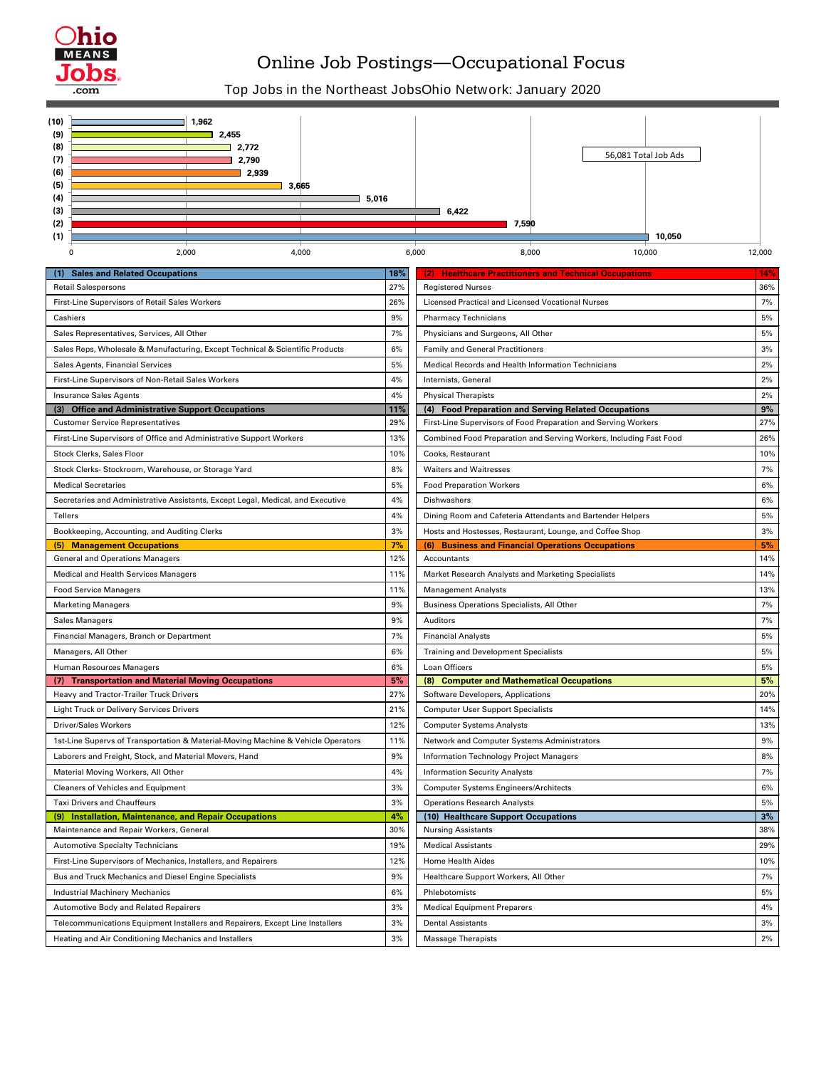# Online Job Postings—Occupational Focus

## Top Jobs in the Northeast JobsOhio Network: January 2020

| Rank | Job Ads |
|---|---|
| (10) | 1,962 |
| (9) | 2,455 |
| (8) | 2,772 |
| (7) | 2,790 |
| (6) | 2,939 |
| (5) | 3,665 |
| (4) | 5,016 |
| (3) | 6,422 |
| (2) | 7,590 |
| (1) | 10,050 |

56,081 Total Job Ads

| (1) Sales and Related Occupations | 18% |
|---|---|
| Retail Salespersons | 27% |
| First-Line Supervisors of Retail Sales Workers | 26% |
| Cashiers | 9% |
| Sales Representatives, Services, All Other | 7% |
| Sales Reps, Wholesale & Manufacturing, Except Technical & Scientific Products | 6% |
| Sales Agents, Financial Services | 5% |
| First-Line Supervisors of Non-Retail Sales Workers | 4% |
| Insurance Sales Agents | 4% |

| (2) Healthcare Practitioners and Technical Occupations | 14% |
|---|---|
| Registered Nurses | 36% |
| Licensed Practical and Licensed Vocational Nurses | 7% |
| Pharmacy Technicians | 5% |
| Physicians and Surgeons, All Other | 5% |
| Family and General Practitioners | 3% |
| Medical Records and Health Information Technicians | 2% |
| Internists, General | 2% |
| Physical Therapists | 2% |

| (3) Office and Administrative Support Occupations | 11% |
|---|---|
| Customer Service Representatives | 29% |
| First-Line Supervisors of Office and Administrative Support Workers | 13% |
| Stock Clerks, Sales Floor | 10% |
| Stock Clerks- Stockroom, Warehouse, or Storage Yard | 8% |
| Medical Secretaries | 5% |
| Secretaries and Administrative Assistants, Except Legal, Medical, and Executive | 4% |
| Tellers | 4% |
| Bookkeeping, Accounting, and Auditing Clerks | 3% |

| (4) Food Preparation and Serving Related Occupations | 9% |
|---|---|
| First-Line Supervisors of Food Preparation and Serving Workers | 27% |
| Combined Food Preparation and Serving Workers, Including Fast Food | 26% |
| Cooks, Restaurant | 10% |
| Waiters and Waitresses | 7% |
| Food Preparation Workers | 6% |
| Dishwashers | 6% |
| Dining Room and Cafeteria Attendants and Bartender Helpers | 5% |
| Hosts and Hostesses, Restaurant, Lounge, and Coffee Shop | 3% |

| (5) Management Occupations | 7% |
|---|---|
| General and Operations Managers | 12% |
| Medical and Health Services Managers | 11% |
| Food Service Managers | 11% |
| Marketing Managers | 9% |
| Sales Managers | 9% |
| Financial Managers, Branch or Department | 7% |
| Managers, All Other | 6% |
| Human Resources Managers | 6% |

| (6) Business and Financial Operations Occupations | 5% |
|---|---|
| Accountants | 14% |
| Market Research Analysts and Marketing Specialists | 14% |
| Management Analysts | 13% |
| Business Operations Specialists, All Other | 7% |
| Auditors | 7% |
| Financial Analysts | 5% |
| Training and Development Specialists | 5% |
| Loan Officers | 5% |

| (7) Transportation and Material Moving Occupations | 5% |
|---|---|
| Heavy and Tractor-Trailer Truck Drivers | 27% |
| Light Truck or Delivery Services Drivers | 21% |
| Driver/Sales Workers | 12% |
| 1st-Line Supervs of Transportation & Material-Moving Machine & Vehicle Operators | 11% |
| Laborers and Freight, Stock, and Material Movers, Hand | 9% |
| Material Moving Workers, All Other | 4% |
| Cleaners of Vehicles and Equipment | 3% |
| Taxi Drivers and Chauffeurs | 3% |

| (8) Computer and Mathematical Occupations | 5% |
|---|---|
| Software Developers, Applications | 20% |
| Computer User Support Specialists | 14% |
| Computer Systems Analysts | 13% |
| Network and Computer Systems Administrators | 9% |
| Information Technology Project Managers | 8% |
| Information Security Analysts | 7% |
| Computer Systems Engineers/Architects | 6% |
| Operations Research Analysts | 5% |

| (9) Installation, Maintenance, and Repair Occupations | 4% |
|---|---|
| Maintenance and Repair Workers, General | 30% |
| Automotive Specialty Technicians | 19% |
| First-Line Supervisors of Mechanics, Installers, and Repairers | 12% |
| Bus and Truck Mechanics and Diesel Engine Specialists | 9% |
| Industrial Machinery Mechanics | 6% |
| Automotive Body and Related Repairers | 3% |
| Telecommunications Equipment Installers and Repairers, Except Line Installers | 3% |
| Heating and Air Conditioning Mechanics and Installers | 3% |

| (10) Healthcare Support Occupations | 3% |
|---|---|
| Nursing Assistants | 38% |
| Medical Assistants | 29% |
| Home Health Aides | 10% |
| Healthcare Support Workers, All Other | 7% |
| Phlebotomists | 5% |
| Medical Equipment Preparers | 4% |
| Dental Assistants | 3% |
| Massage Therapists | 2% |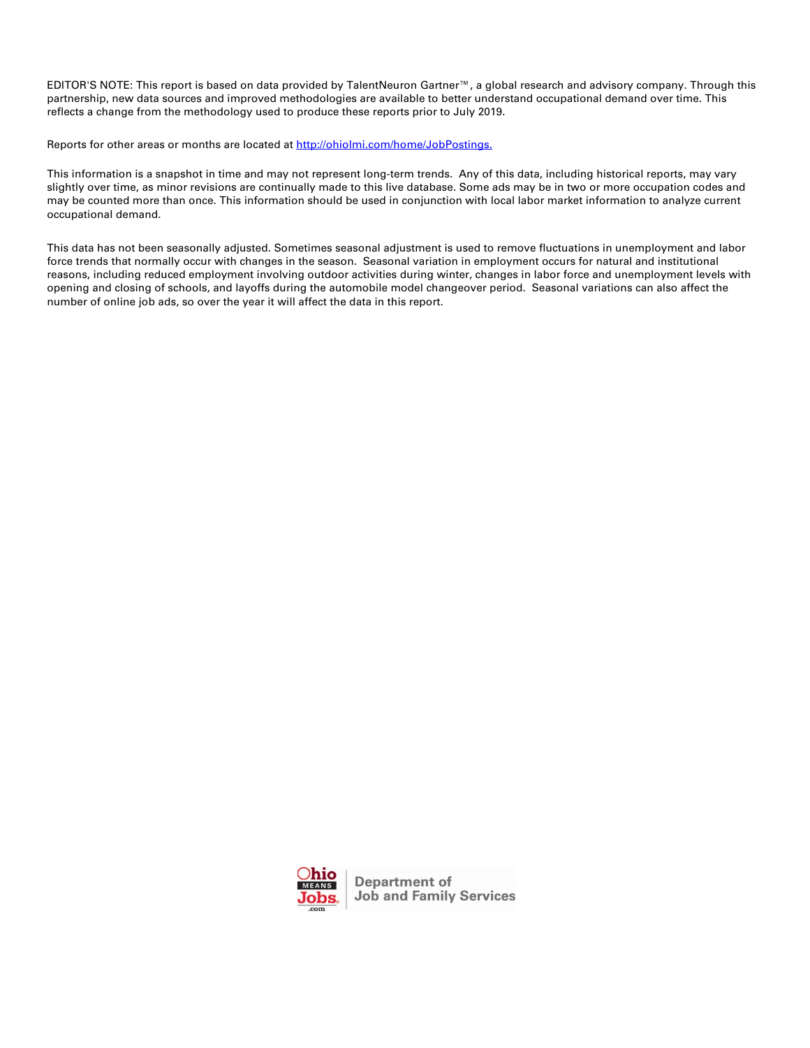EDITOR'S NOTE: This report is based on data provided by TalentNeuron Gartner™, a global research and advisory company. Through this partnership, new data sources and improved methodologies are available to better understand occupational demand over time. This reflects a change from the methodology used to produce these reports prior to July 2019.

Reports for other areas or months are located at [http://ohiolmi.com/home/JobPostings.](http://ohiolmi.com/home/JobPostings)

This information is a snapshot in time and may not represent long-term trends. Any of this data, including historical reports, may vary slightly over time, as minor revisions are continually made to this live database. Some ads may be in two or more occupation codes and may be counted more than once. This information should be used in conjunction with local labor market information to analyze current occupational demand.

This data has not been seasonally adjusted. Sometimes seasonal adjustment is used to remove fluctuations in unemployment and labor force trends that normally occur with changes in the season. Seasonal variation in employment occurs for natural and institutional reasons, including reduced employment involving outdoor activities during winter, changes in labor force and unemployment levels with opening and closing of schools, and layoffs during the automobile model changeover period. Seasonal variations can also affect the number of online job ads, so over the year it will affect the data in this report.

Ohio Means Jobs .com | Department of Job and Family Services